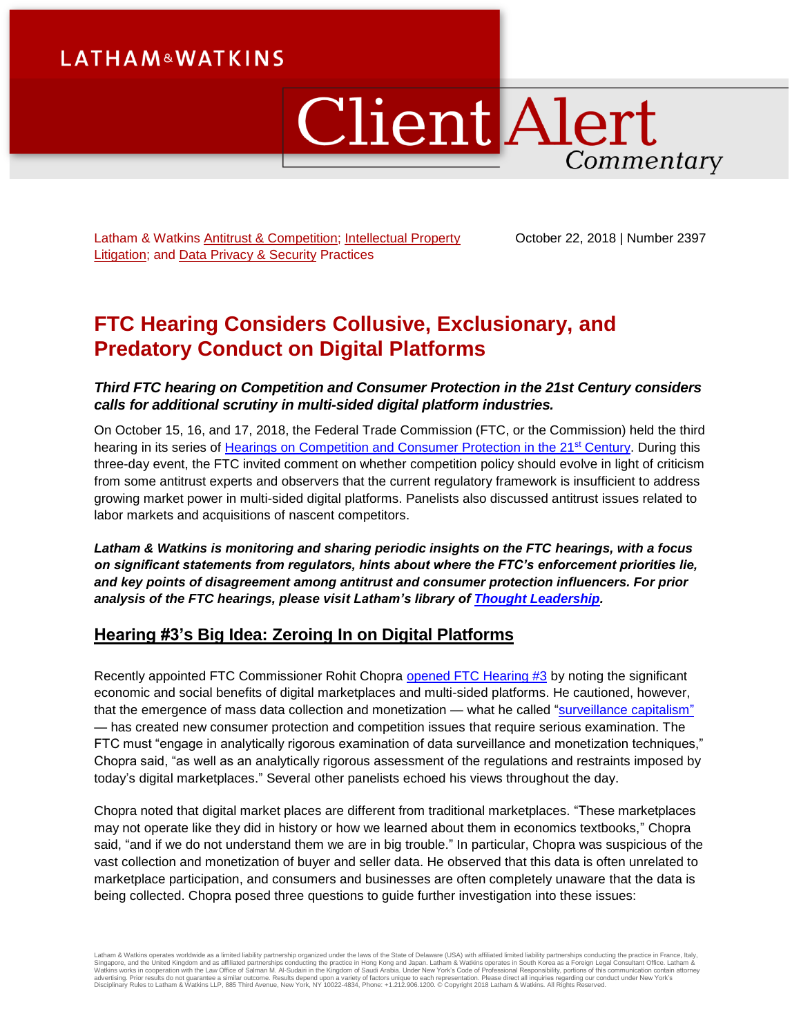Latham & Watkins Antitrust & Competition; Intellectual Property Litigation; and Data Privacy & Security Practices

October 22, 2018 | Number 2397

# FTC Hearing Considers Collusive, Exclusionary, and Predatory Conduct on Digital Platforms

***Third FTC hearing on Competition and Consumer Protection in the 21st Century considers calls for additional scrutiny in multi-sided digital platform industries.***

On October 15, 16, and 17, 2018, the Federal Trade Commission (FTC, or the Commission) held the third hearing in its series of Hearings on Competition and Consumer Protection in the 21st Century. During this three-day event, the FTC invited comment on whether competition policy should evolve in light of criticism from some antitrust experts and observers that the current regulatory framework is insufficient to address growing market power in multi-sided digital platforms. Panelists also discussed antitrust issues related to labor markets and acquisitions of nascent competitors.

***Latham & Watkins is monitoring and sharing periodic insights on the FTC hearings, with a focus on significant statements from regulators, hints about where the FTC's enforcement priorities lie, and key points of disagreement among antitrust and consumer protection influencers. For prior analysis of the FTC hearings, please visit Latham's library of Thought Leadership.***

## Hearing #3's Big Idea: Zeroing In on Digital Platforms

Recently appointed FTC Commissioner Rohit Chopra opened FTC Hearing #3 by noting the significant economic and social benefits of digital marketplaces and multi-sided platforms. He cautioned, however, that the emergence of mass data collection and monetization — what he called "surveillance capitalism" — has created new consumer protection and competition issues that require serious examination. The FTC must "engage in analytically rigorous examination of data surveillance and monetization techniques," Chopra said, "as well as an analytically rigorous assessment of the regulations and restraints imposed by today's digital marketplaces." Several other panelists echoed his views throughout the day.

Chopra noted that digital market places are different from traditional marketplaces. "These marketplaces may not operate like they did in history or how we learned about them in economics textbooks," Chopra said, "and if we do not understand them we are in big trouble." In particular, Chopra was suspicious of the vast collection and monetization of buyer and seller data. He observed that this data is often unrelated to marketplace participation, and consumers and businesses are often completely unaware that the data is being collected. Chopra posed three questions to guide further investigation into these issues: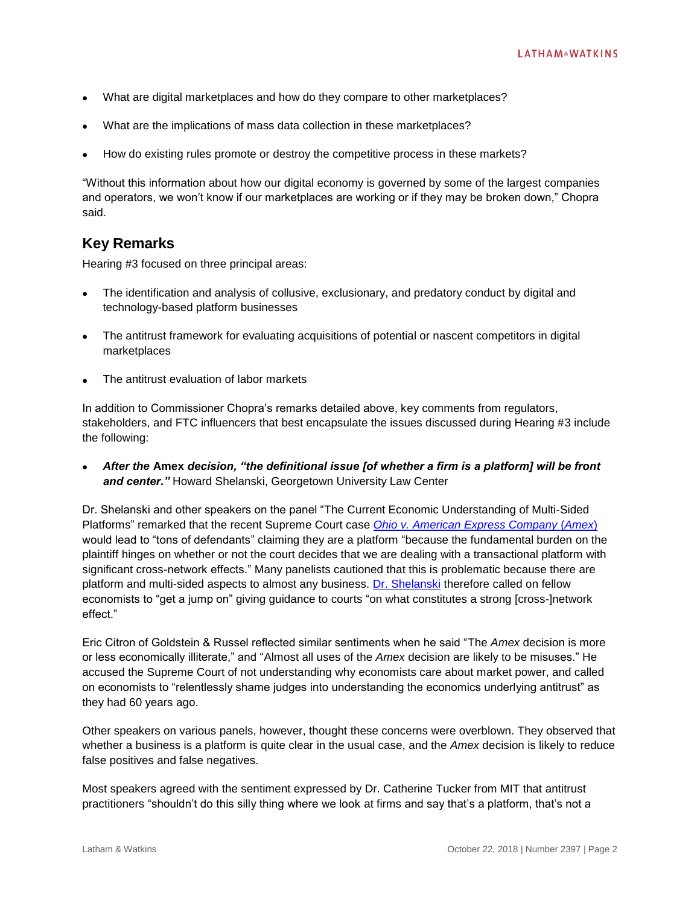- What are digital marketplaces and how do they compare to other marketplaces?
- What are the implications of mass data collection in these marketplaces?
- How do existing rules promote or destroy the competitive process in these markets?

"Without this information about how our digital economy is governed by some of the largest companies and operators, we won't know if our marketplaces are working or if they may be broken down," Chopra said.

## Key Remarks

Hearing #3 focused on three principal areas:

- The identification and analysis of collusive, exclusionary, and predatory conduct by digital and technology-based platform businesses
- The antitrust framework for evaluating acquisitions of potential or nascent competitors in digital marketplaces
- The antitrust evaluation of labor markets

In addition to Commissioner Chopra's remarks detailed above, key comments from regulators, stakeholders, and FTC influencers that best encapsulate the issues discussed during Hearing #3 include the following:

- ***After the* Amex *decision, "the definitional issue [of whether a firm is a platform] will be front and center."*** Howard Shelanski, Georgetown University Law Center

Dr. Shelanski and other speakers on the panel "The Current Economic Understanding of Multi-Sided Platforms" remarked that the recent Supreme Court case *Ohio v. American Express Company* (*Amex*) would lead to "tons of defendants" claiming they are a platform "because the fundamental burden on the plaintiff hinges on whether or not the court decides that we are dealing with a transactional platform with significant cross-network effects." Many panelists cautioned that this is problematic because there are platform and multi-sided aspects to almost any business. Dr. Shelanski therefore called on fellow economists to "get a jump on" giving guidance to courts "on what constitutes a strong [cross-]network effect."

Eric Citron of Goldstein & Russel reflected similar sentiments when he said "The *Amex* decision is more or less economically illiterate," and "Almost all uses of the *Amex* decision are likely to be misuses." He accused the Supreme Court of not understanding why economists care about market power, and called on economists to "relentlessly shame judges into understanding the economics underlying antitrust" as they had 60 years ago.

Other speakers on various panels, however, thought these concerns were overblown. They observed that whether a business is a platform is quite clear in the usual case, and the *Amex* decision is likely to reduce false positives and false negatives.

Most speakers agreed with the sentiment expressed by Dr. Catherine Tucker from MIT that antitrust practitioners "shouldn't do this silly thing where we look at firms and say that's a platform, that's not a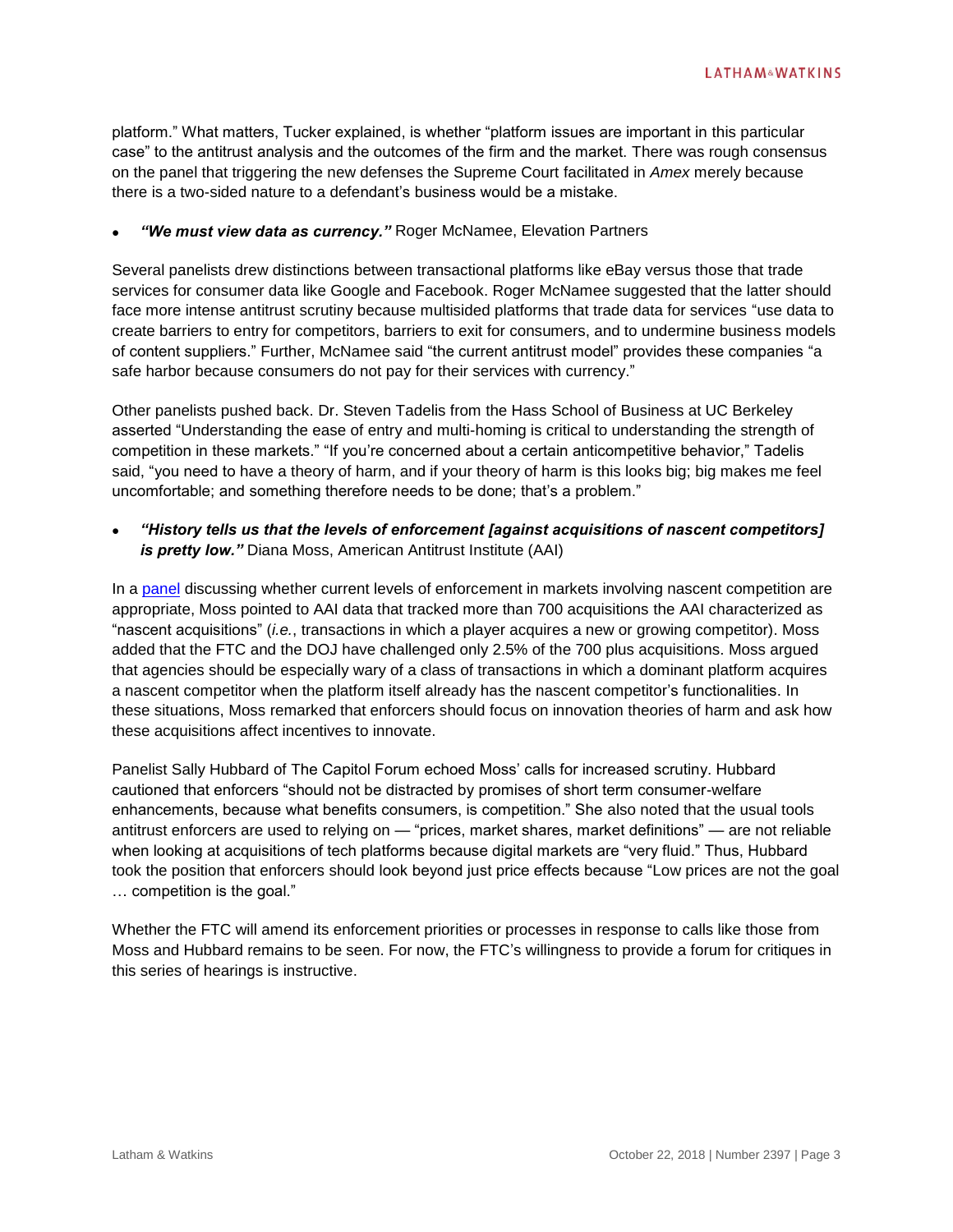platform." What matters, Tucker explained, is whether "platform issues are important in this particular case" to the antitrust analysis and the outcomes of the firm and the market. There was rough consensus on the panel that triggering the new defenses the Supreme Court facilitated in *Amex* merely because there is a two-sided nature to a defendant's business would be a mistake.

- ***"We must view data as currency."*** Roger McNamee, Elevation Partners

Several panelists drew distinctions between transactional platforms like eBay versus those that trade services for consumer data like Google and Facebook. Roger McNamee suggested that the latter should face more intense antitrust scrutiny because multisided platforms that trade data for services "use data to create barriers to entry for competitors, barriers to exit for consumers, and to undermine business models of content suppliers." Further, McNamee said "the current antitrust model" provides these companies "a safe harbor because consumers do not pay for their services with currency."

Other panelists pushed back. Dr. Steven Tadelis from the Hass School of Business at UC Berkeley asserted "Understanding the ease of entry and multi-homing is critical to understanding the strength of competition in these markets." "If you're concerned about a certain anticompetitive behavior," Tadelis said, "you need to have a theory of harm, and if your theory of harm is this looks big; big makes me feel uncomfortable; and something therefore needs to be done; that's a problem."

- ***"History tells us that the levels of enforcement [against acquisitions of nascent competitors] is pretty low."*** Diana Moss, American Antitrust Institute (AAI)

In a panel discussing whether current levels of enforcement in markets involving nascent competition are appropriate, Moss pointed to AAI data that tracked more than 700 acquisitions the AAI characterized as "nascent acquisitions" (*i.e.*, transactions in which a player acquires a new or growing competitor). Moss added that the FTC and the DOJ have challenged only 2.5% of the 700 plus acquisitions. Moss argued that agencies should be especially wary of a class of transactions in which a dominant platform acquires a nascent competitor when the platform itself already has the nascent competitor's functionalities. In these situations, Moss remarked that enforcers should focus on innovation theories of harm and ask how these acquisitions affect incentives to innovate.

Panelist Sally Hubbard of The Capitol Forum echoed Moss' calls for increased scrutiny. Hubbard cautioned that enforcers "should not be distracted by promises of short term consumer-welfare enhancements, because what benefits consumers, is competition." She also noted that the usual tools antitrust enforcers are used to relying on — "prices, market shares, market definitions" — are not reliable when looking at acquisitions of tech platforms because digital markets are "very fluid." Thus, Hubbard took the position that enforcers should look beyond just price effects because "Low prices are not the goal … competition is the goal."

Whether the FTC will amend its enforcement priorities or processes in response to calls like those from Moss and Hubbard remains to be seen. For now, the FTC's willingness to provide a forum for critiques in this series of hearings is instructive.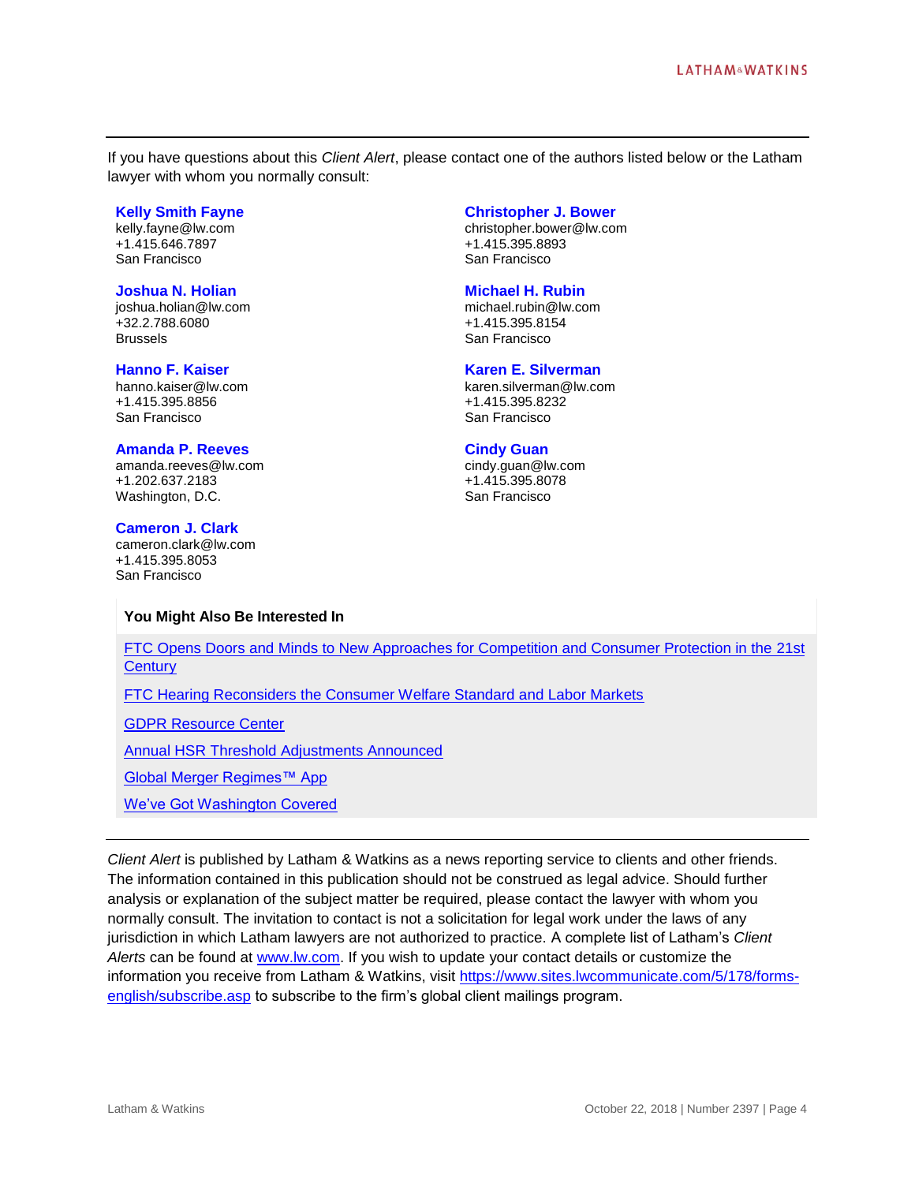If you have questions about this *Client Alert*, please contact one of the authors listed below or the Latham lawyer with whom you normally consult:

**Kelly Smith Fayne**
kelly.fayne@lw.com
+1.415.646.7897
San Francisco

**Joshua N. Holian**
joshua.holian@lw.com
+32.2.788.6080
Brussels

**Hanno F. Kaiser**
hanno.kaiser@lw.com
+1.415.395.8856
San Francisco

**Amanda P. Reeves**
amanda.reeves@lw.com
+1.202.637.2183
Washington, D.C.

**Cameron J. Clark**
cameron.clark@lw.com
+1.415.395.8053
San Francisco

**Christopher J. Bower**
christopher.bower@lw.com
+1.415.395.8893
San Francisco

**Michael H. Rubin**
michael.rubin@lw.com
+1.415.395.8154
San Francisco

**Karen E. Silverman**
karen.silverman@lw.com
+1.415.395.8232
San Francisco

**Cindy Guan**
cindy.guan@lw.com
+1.415.395.8078
San Francisco

**You Might Also Be Interested In**

FTC Opens Doors and Minds to New Approaches for Competition and Consumer Protection in the 21st Century

FTC Hearing Reconsiders the Consumer Welfare Standard and Labor Markets

GDPR Resource Center

Annual HSR Threshold Adjustments Announced

Global Merger Regimes™ App

We've Got Washington Covered

---

*Client Alert* is published by Latham & Watkins as a news reporting service to clients and other friends. The information contained in this publication should not be construed as legal advice. Should further analysis or explanation of the subject matter be required, please contact the lawyer with whom you normally consult. The invitation to contact is not a solicitation for legal work under the laws of any jurisdiction in which Latham lawyers are not authorized to practice. A complete list of Latham's *Client Alerts* can be found at www.lw.com. If you wish to update your contact details or customize the information you receive from Latham & Watkins, visit https://www.sites.lwcommunicate.com/5/178/forms-english/subscribe.asp to subscribe to the firm's global client mailings program.